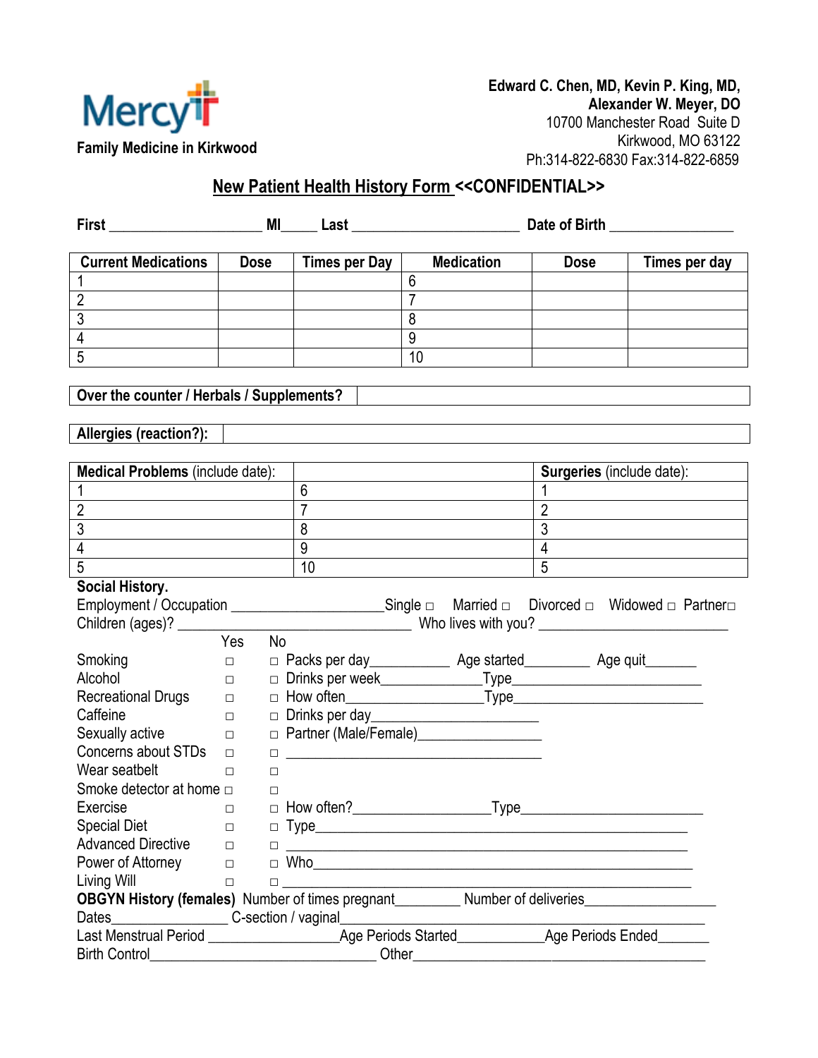Mercy Family Medicine in Kirkwood

**Edward C. Chen, MD, Kevin P. King, MD,**
**Alexander W. Meyer, DO**
10700 Manchester Road Suite D
Kirkwood, MO 63122
Ph:314-822-6830 Fax:314-822-6859

## New Patient Health History Form <<CONFIDENTIAL>>

**First** ____________________ **MI**_____ **Last** ______________________ **Date of Birth** ________________

| Current Medications | Dose | Times per Day | Medication | Dose | Times per day |
|---|---|---|---|---|---|
| 1 | | | 6 | | |
| 2 | | | 7 | | |
| 3 | | | 8 | | |
| 4 | | | 9 | | |
| 5 | | | 10 | | |

| Over the counter / Herbals / Supplements? | |
|---|---|

| Allergies (reaction?): | |
|---|---|

| **Medical Problems** (include date): | | **Surgeries** (include date): |
|---|---|---|
| 1 | 6 | 1 |
| 2 | 7 | 2 |
| 3 | 8 | 3 |
| 4 | 9 | 4 |
| 5 | 10 | 5 |

**Social History.**

Employment / Occupation ____________________ Single □ Married □ Divorced □ Widowed □ Partner□

Children (ages)? ______________________________ Who lives with you? _________________________

| | Yes | No | |
|---|---|---|---|
| Smoking | □ | □ | Packs per day__________ Age started________ Age quit_______ |
| Alcohol | □ | □ | Drinks per week_____________Type________________________ |
| Recreational Drugs | □ | □ | How often_________________Type________________________ |
| Caffeine | □ | □ | Drinks per day_____________________ |
| Sexually active | □ | □ | Partner (Male/Female)________________ |
| Concerns about STDs | □ | □ | __________________________________ |
| Wear seatbelt | □ | □ | |
| Smoke detector at home | □ | □ | |
| Exercise | □ | □ | How often?_________________Type________________________ |
| Special Diet | □ | □ | Type___________________________________________________ |
| Advanced Directive | □ | □ | _______________________________________________________ |
| Power of Attorney | □ | □ | Who____________________________________________________ |
| Living Will | □ | □ | _______________________________________________________ |

**OBGYN History (females)** Number of times pregnant________ Number of deliveries________________

Dates_______________ C-section / vaginal_______________________________________________

Last Menstrual Period _________________Age Periods Started___________Age Periods Ended_______

Birth Control______________________________ Other_______________________________________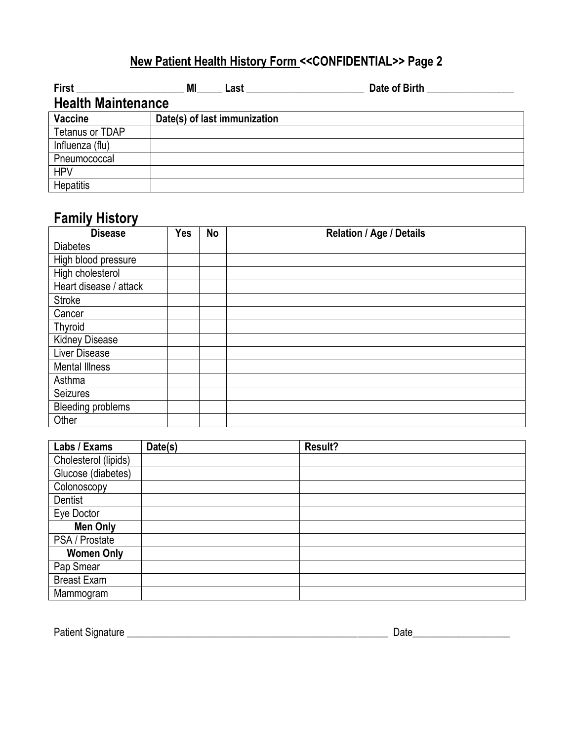**New Patient Health History Form <<CONFIDENTIAL>> Page 2**

**First** ____________________ **MI**_____ **Last** ______________________ **Date of Birth** ________________

## Health Maintenance

| Vaccine | Date(s) of last immunization |
|---|---|
| Tetanus or TDAP | |
| Influenza (flu) | |
| Pneumococcal | |
| HPV | |
| Hepatitis | |

## Family History

| Disease | Yes | No | Relation / Age / Details |
|---|---|---|---|
| Diabetes | | | |
| High blood pressure | | | |
| High cholesterol | | | |
| Heart disease / attack | | | |
| Stroke | | | |
| Cancer | | | |
| Thyroid | | | |
| Kidney Disease | | | |
| Liver Disease | | | |
| Mental Illness | | | |
| Asthma | | | |
| Seizures | | | |
| Bleeding problems | | | |
| Other | | | |

| Labs / Exams | Date(s) | Result? |
|---|---|---|
| Cholesterol (lipids) | | |
| Glucose (diabetes) | | |
| Colonoscopy | | |
| Dentist | | |
| Eye Doctor | | |
| **Men Only** | | |
| PSA / Prostate | | |
| **Women Only** | | |
| Pap Smear | | |
| Breast Exam | | |
| Mammogram | | |

Patient Signature ____________________________________________________ Date___________________